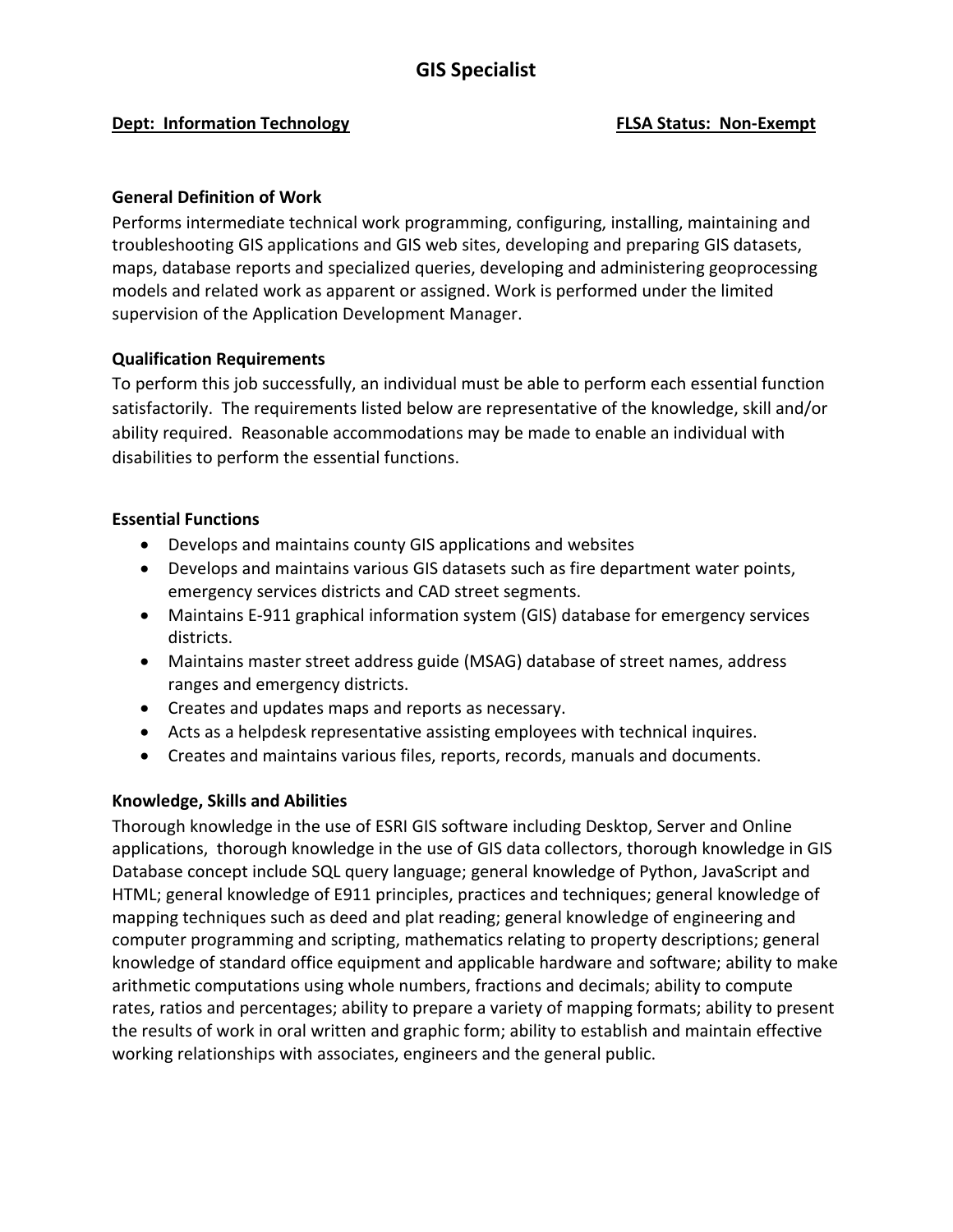# GIS Specialist

**Dept: Information Technology** **FLSA Status: Non-Exempt**

**General Definition of Work**

Performs intermediate technical work programming, configuring, installing, maintaining and troubleshooting GIS applications and GIS web sites, developing and preparing GIS datasets, maps, database reports and specialized queries, developing and administering geoprocessing models and related work as apparent or assigned. Work is performed under the limited supervision of the Application Development Manager.

**Qualification Requirements**

To perform this job successfully, an individual must be able to perform each essential function satisfactorily. The requirements listed below are representative of the knowledge, skill and/or ability required. Reasonable accommodations may be made to enable an individual with disabilities to perform the essential functions.

**Essential Functions**

- Develops and maintains county GIS applications and websites
- Develops and maintains various GIS datasets such as fire department water points, emergency services districts and CAD street segments.
- Maintains E-911 graphical information system (GIS) database for emergency services districts.
- Maintains master street address guide (MSAG) database of street names, address ranges and emergency districts.
- Creates and updates maps and reports as necessary.
- Acts as a helpdesk representative assisting employees with technical inquires.
- Creates and maintains various files, reports, records, manuals and documents.

**Knowledge, Skills and Abilities**

Thorough knowledge in the use of ESRI GIS software including Desktop, Server and Online applications, thorough knowledge in the use of GIS data collectors, thorough knowledge in GIS Database concept include SQL query language; general knowledge of Python, JavaScript and HTML; general knowledge of E911 principles, practices and techniques; general knowledge of mapping techniques such as deed and plat reading; general knowledge of engineering and computer programming and scripting, mathematics relating to property descriptions; general knowledge of standard office equipment and applicable hardware and software; ability to make arithmetic computations using whole numbers, fractions and decimals; ability to compute rates, ratios and percentages; ability to prepare a variety of mapping formats; ability to present the results of work in oral written and graphic form; ability to establish and maintain effective working relationships with associates, engineers and the general public.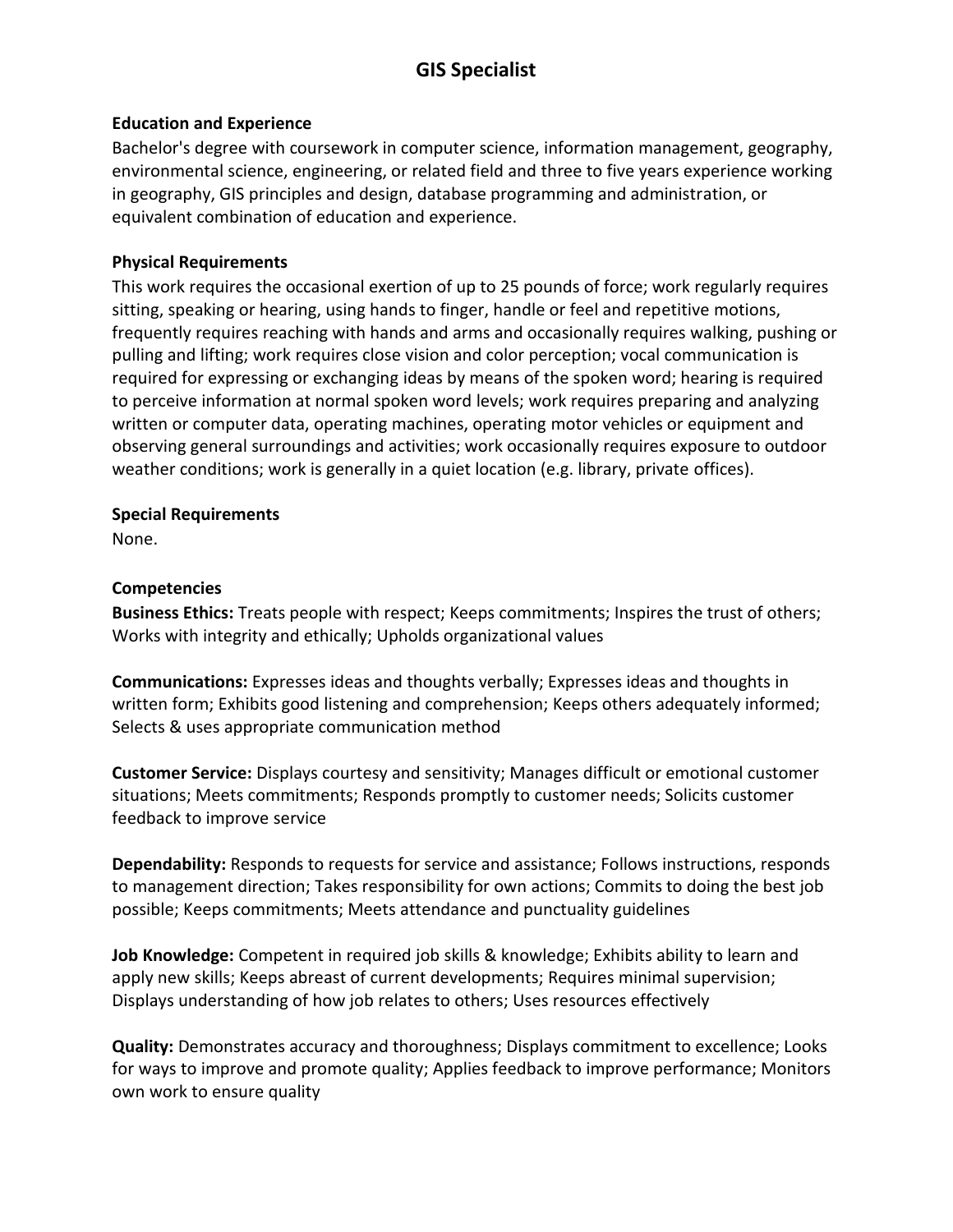## GIS Specialist

### Education and Experience

Bachelor's degree with coursework in computer science, information management, geography, environmental science, engineering, or related field and three to five years experience working in geography, GIS principles and design, database programming and administration, or equivalent combination of education and experience.

### Physical Requirements

This work requires the occasional exertion of up to 25 pounds of force; work regularly requires sitting, speaking or hearing, using hands to finger, handle or feel and repetitive motions, frequently requires reaching with hands and arms and occasionally requires walking, pushing or pulling and lifting; work requires close vision and color perception; vocal communication is required for expressing or exchanging ideas by means of the spoken word; hearing is required to perceive information at normal spoken word levels; work requires preparing and analyzing written or computer data, operating machines, operating motor vehicles or equipment and observing general surroundings and activities; work occasionally requires exposure to outdoor weather conditions; work is generally in a quiet location (e.g. library, private offices).

### Special Requirements

None.

### Competencies

**Business Ethics:** Treats people with respect; Keeps commitments; Inspires the trust of others; Works with integrity and ethically; Upholds organizational values

**Communications:** Expresses ideas and thoughts verbally; Expresses ideas and thoughts in written form; Exhibits good listening and comprehension; Keeps others adequately informed; Selects & uses appropriate communication method

**Customer Service:** Displays courtesy and sensitivity; Manages difficult or emotional customer situations; Meets commitments; Responds promptly to customer needs; Solicits customer feedback to improve service

**Dependability:** Responds to requests for service and assistance; Follows instructions, responds to management direction; Takes responsibility for own actions; Commits to doing the best job possible; Keeps commitments; Meets attendance and punctuality guidelines

**Job Knowledge:** Competent in required job skills & knowledge; Exhibits ability to learn and apply new skills; Keeps abreast of current developments; Requires minimal supervision; Displays understanding of how job relates to others; Uses resources effectively

**Quality:** Demonstrates accuracy and thoroughness; Displays commitment to excellence; Looks for ways to improve and promote quality; Applies feedback to improve performance; Monitors own work to ensure quality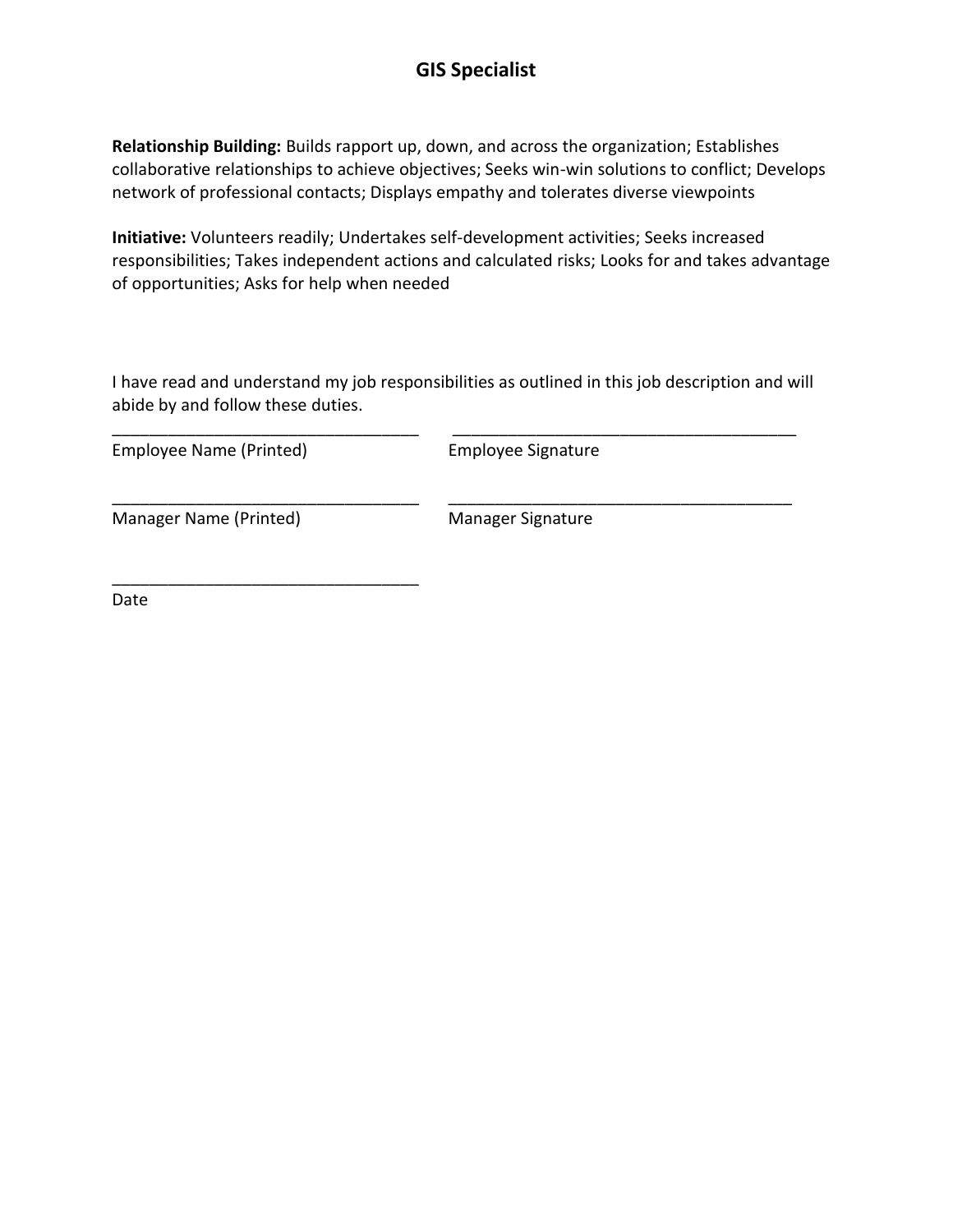## GIS Specialist

**Relationship Building:** Builds rapport up, down, and across the organization; Establishes collaborative relationships to achieve objectives; Seeks win-win solutions to conflict; Develops network of professional contacts; Displays empathy and tolerates diverse viewpoints

**Initiative:** Volunteers readily; Undertakes self-development activities; Seeks increased responsibilities; Takes independent actions and calculated risks; Looks for and takes advantage of opportunities; Asks for help when needed

I have read and understand my job responsibilities as outlined in this job description and will abide by and follow these duties.

_________________________________ _____________________________________

Employee Name (Printed) Employee Signature

_________________________________ _____________________________________

Manager Name (Printed) Manager Signature

_________________________________

Date